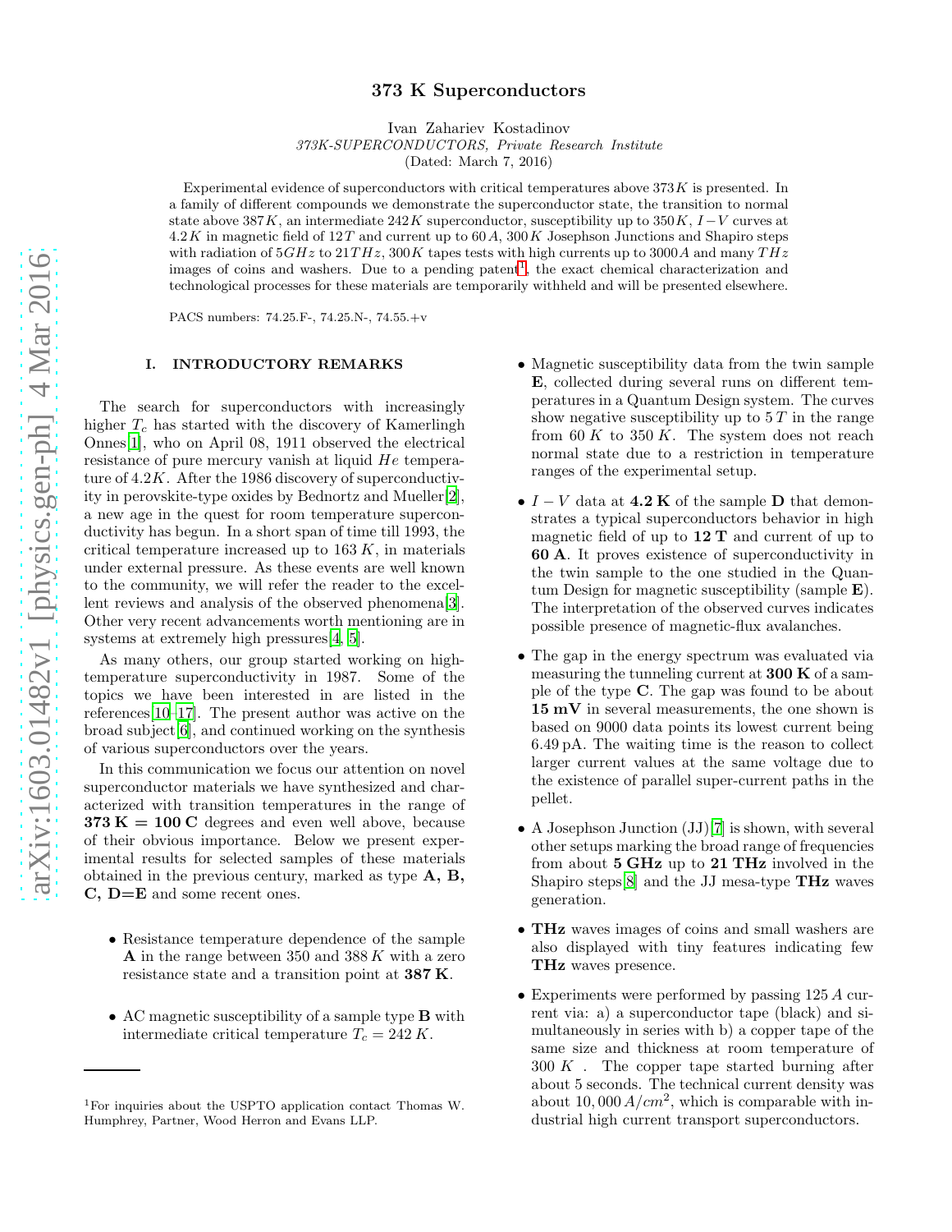# 373 K Superconductors

Ivan Zahariev Kostadinov

*373K-SUPERCONDUCTORS, Private Research Institute*

(Dated: March 7, 2016)

Experimental evidence of superconductors with critical temperatures above $373K$ is presented. In a family of different compounds we demonstrate the superconductor state, the transition to normal state above $387K$, an intermediate $242K$ superconductor, susceptibility up to $350K$, $I-V$ curves at $4.2K$ in magnetic field of $12T$ and current up to $60A$, $300K$ Josephson Junctions and Shapiro steps with radiation of $5GHz$ to $21THz$, $300K$ tapes tests with high currents up to $3000A$ and many $THz$ images of coins and washers. Due to a pending patent[1], the exact chemical characterization and technological processes for these materials are temporarily withheld and will be presented elsewhere.

PACS numbers: 74.25.F-, 74.25.N-, 74.55.+v

## I. INTRODUCTORY REMARKS

The search for superconductors with increasingly higher $T_c$ has started with the discovery of Kamerlingh Onnes[1], who on April 08, 1911 observed the electrical resistance of pure mercury vanish at liquid $He$ temperature of $4.2K$. After the 1986 discovery of superconductivity in perovskite-type oxides by Bednortz and Mueller[2], a new age in the quest for room temperature superconductivity has begun. In a short span of time till 1993, the critical temperature increased up to $163\,K$, in materials under external pressure. As these events are well known to the community, we will refer the reader to the excellent reviews and analysis of the observed phenomena[3]. Other very recent advancements worth mentioning are in systems at extremely high pressures[4, 5].

As many others, our group started working on high-temperature superconductivity in 1987. Some of the topics we have been interested in are listed in the references[10–17]. The present author was active on the broad subject[6], and continued working on the synthesis of various superconductors over the years.

In this communication we focus our attention on novel superconductor materials we have synthesized and characterized with transition temperatures in the range of **373 K = 100 C** degrees and even well above, because of their obvious importance. Below we present experimental results for selected samples of these materials obtained in the previous century, marked as type **A, B, C, D=E** and some recent ones.

- Resistance temperature dependence of the sample **A** in the range between 350 and $388\,K$ with a zero resistance state and a transition point at **387 K**.

- AC magnetic susceptibility of a sample type **B** with intermediate critical temperature $T_c = 242\,K$.

- Magnetic susceptibility data from the twin sample **E**, collected during several runs on different temperatures in a Quantum Design system. The curves show negative susceptibility up to $5\,T$ in the range from $60\,K$ to $350\,K$. The system does not reach normal state due to a restriction in temperature ranges of the experimental setup.

- $I-V$ data at **4.2 K** of the sample **D** that demonstrates a typical superconductors behavior in high magnetic field of up to **12 T** and current of up to **60 A**. It proves existence of superconductivity in the twin sample to the one studied in the Quantum Design for magnetic susceptibility (sample **E**). The interpretation of the observed curves indicates possible presence of magnetic-flux avalanches.

- The gap in the energy spectrum was evaluated via measuring the tunneling current at **300 K** of a sample of the type **C**. The gap was found to be about **15 mV** in several measurements, the one shown is based on 9000 data points its lowest current being 6.49 pA. The waiting time is the reason to collect larger current values at the same voltage due to the existence of parallel super-current paths in the pellet.

- A Josephson Junction (JJ)[7] is shown, with several other setups marking the broad range of frequencies from about **5 GHz** up to **21 THz** involved in the Shapiro steps[8] and the JJ mesa-type **THz** waves generation.

- **THz** waves images of coins and small washers are also displayed with tiny features indicating few **THz** waves presence.

- Experiments were performed by passing $125\,A$ current via: a) a superconductor tape (black) and simultaneously in series with b) a copper tape of the same size and thickness at room temperature of $300\,K$. The copper tape started burning after about 5 seconds. The technical current density was about $10,000\,A/cm^2$, which is comparable with industrial high current transport superconductors.

---

[1] For inquiries about the USPTO application contact Thomas W. Humphrey, Partner, Wood Herron and Evans LLP.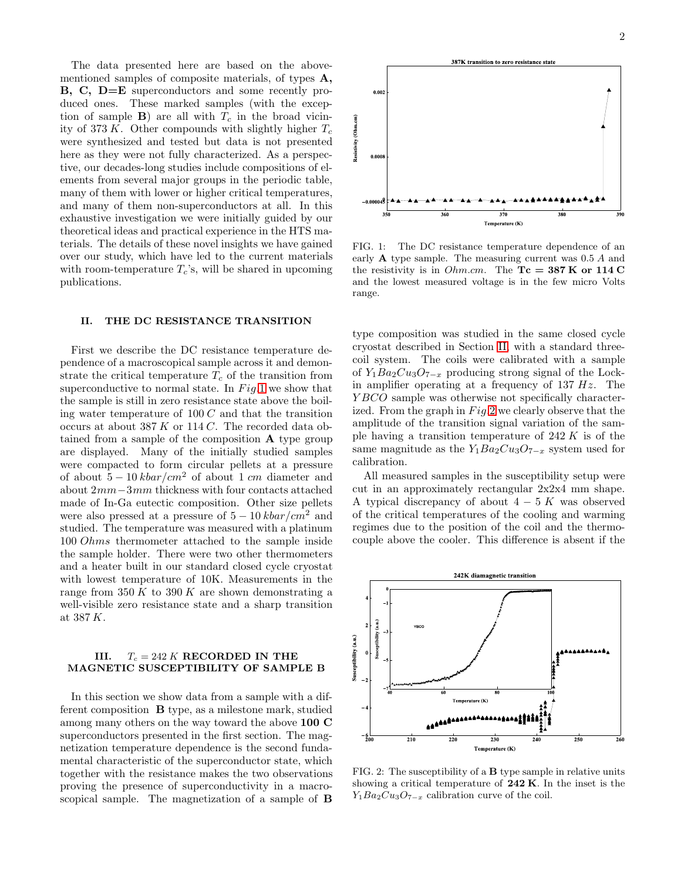The data presented here are based on the above-mentioned samples of composite materials, of types **A, B, C, D=E** superconductors and some recently produced ones. These marked samples (with the exception of sample **B**) are all with $T_c$ in the broad vicinity of $373\,K$. Other compounds with slightly higher $T_c$ were synthesized and tested but data is not presented here as they were not fully characterized. As a perspective, our decades-long studies include compositions of elements from several major groups in the periodic table, many of them with lower or higher critical temperatures, and many of them non-superconductors at all. In this exhaustive investigation we were initially guided by our theoretical ideas and practical experience in the HTS materials. The details of these novel insights we have gained over our study, which have led to the current materials with room-temperature $T_c$'s, will be shared in upcoming publications.

## II. THE DC RESISTANCE TRANSITION

First we describe the DC resistance temperature dependence of a macroscopical sample across it and demonstrate the critical temperature $T_c$ of the transition from superconductive to normal state. In $Fig.1$ we show that the sample is still in zero resistance state above the boiling water temperature of $100\,C$ and that the transition occurs at about $387\,K$ or $114\,C$. The recorded data obtained from a sample of the composition **A** type group are displayed. Many of the initially studied samples were compacted to form circular pellets at a pressure of about $5-10\,kbar/cm^2$ of about $1\,cm$ diameter and about $2mm-3mm$ thickness with four contacts attached made of In-Ga eutectic composition. Other size pellets were also pressed at a pressure of $5-10\,kbar/cm^2$ and studied. The temperature was measured with a platinum $100\,Ohms$ thermometer attached to the sample inside the sample holder. There were two other thermometers and a heater built in our standard closed cycle cryostat with lowest temperature of 10K. Measurements in the range from $350\,K$ to $390\,K$ are shown demonstrating a well-visible zero resistance state and a sharp transition at $387\,K$.

FIG. 1: The DC resistance temperature dependence of an early **A** type sample. The measuring current was $0.5\,A$ and the resistivity is in $Ohm.cm$. The **Tc = 387 K or 114 C** and the lowest measured voltage is in the few micro Volts range.

## III. $T_c = 242\,K$ RECORDED IN THE MAGNETIC SUSCEPTIBILITY OF SAMPLE B

In this section we show data from a sample with a different composition **B** type, as a milestone mark, studied among many others on the way toward the above **100 C** superconductors presented in the first section. The magnetization temperature dependence is the second fundamental characteristic of the superconductor state, which together with the resistance makes the two observations proving the presence of superconductivity in a macroscopical sample. The magnetization of a sample of **B** type composition was studied in the same closed cycle cryostat described in Section II, with a standard three-coil system. The coils were calibrated with a sample of $Y_1Ba_2Cu_3O_{7-x}$ producing strong signal of the Lock-in amplifier operating at a frequency of $137\,Hz$. The $YBCO$ sample was otherwise not specifically characterized. From the graph in $Fig.2$ we clearly observe that the amplitude of the transition signal variation of the sample having a transition temperature of $242\,K$ is of the same magnitude as the $Y_1Ba_2Cu_3O_{7-x}$ system used for calibration.

All measured samples in the susceptibility setup were cut in an approximately rectangular 2x2x4 mm shape. A typical discrepancy of about $4-5\,K$ was observed of the critical temperatures of the cooling and warming regimes due to the position of the coil and the thermocouple above the cooler. This difference is absent if the

FIG. 2: The susceptibility of a **B** type sample in relative units showing a critical temperature of **242 K**. In the inset is the $Y_1Ba_2Cu_3O_{7-x}$ calibration curve of the coil.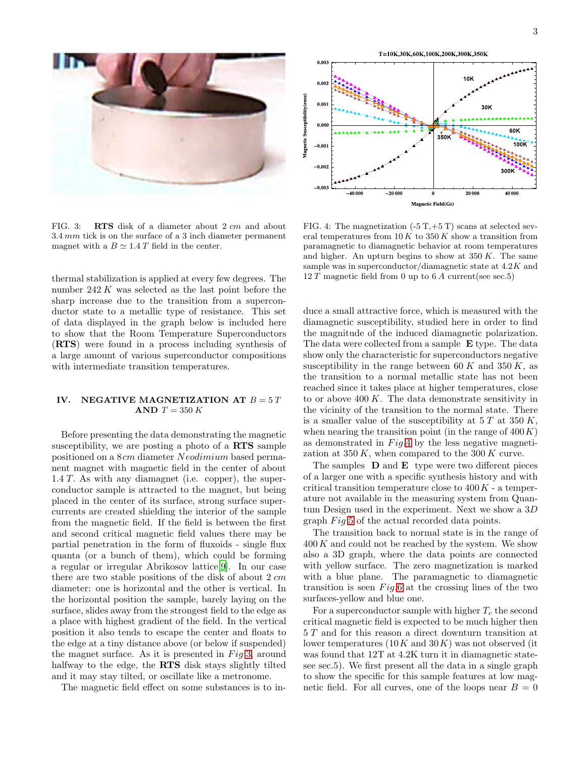FIG. 3: **RTS** disk of a diameter about 2 $cm$ and about 3.4 $mm$ tick is on the surface of a 3 inch diameter permanent magnet with a $B \simeq 1.4\,T$ field in the center.

thermal stabilization is applied at every few degrees. The number 242 $K$ was selected as the last point before the sharp increase due to the transition from a superconductor state to a metallic type of resistance. This set of data displayed in the graph below is included here to show that the Room Temperature Superconductors (**RTS**) were found in a process including synthesis of a large amount of various superconductor compositions with intermediate transition temperatures.

## IV. NEGATIVE MAGNETIZATION AT $B = 5\,T$ AND $T = 350\,K$

Before presenting the data demonstrating the magnetic susceptibility, we are posting a photo of a **RTS** sample positioned on a 8 $cm$ diameter *Neodimium* based permanent magnet with magnetic field in the center of about 1.4 $T$. As with any diamagnet (i.e. copper), the superconductor sample is attracted to the magnet, but being placed in the center of its surface, strong surface supercurrents are created shielding the interior of the sample from the magnetic field. If the field is between the first and second critical magnetic field values there may be partial penetration in the form of fluxoids - single flux quanta (or a bunch of them), which could be forming a regular or irregular Abrikosov lattice[9]. In our case there are two stable positions of the disk of about 2 $cm$ diameter: one is horizontal and the other is vertical. In the horizontal position the sample, barely laying on the surface, slides away from the strongest field to the edge as a place with highest gradient of the field. In the vertical position it also tends to escape the center and floats to the edge at a tiny distance above (or below if suspended) the magnet surface. As it is presented in *Fig* 3, around halfway to the edge, the **RTS** disk stays slightly tilted and it may stay tilted, or oscillate like a metronome.

The magnetic field effect on some substances is to induce a small attractive force, which is measured with the diamagnetic susceptibility, studied here in order to find the magnitude of the induced diamagnetic polarization. The data were collected from a sample **E** type. The data show only the characteristic for superconductors negative susceptibility in the range between 60 $K$ and 350 $K$, as the transition to a normal metallic state has not been reached since it takes place at higher temperatures, close to or above 400 $K$. The data demonstrate sensitivity in the vicinity of the transition to the normal state. There is a smaller value of the susceptibility at 5 $T$ at 350 $K$, when nearing the transition point (in the range of 400 $K$) as demonstrated in *Fig* 4 by the less negative magnetization at 350 $K$, when compared to the 300 $K$ curve.

FIG. 4: The magnetization (-5 T,+5 T) scans at selected several temperatures from 10 $K$ to 350 $K$ show a transition from paramagnetic to diamagnetic behavior at room temperatures and higher. An upturn begins to show at 350 $K$. The same sample was in superconductor/diamagnetic state at 4.2 $K$ and 12 $T$ magnetic field from 0 up to 6 $A$ current(see sec.5)

The samples **D** and **E** type were two different pieces of a larger one with a specific synthesis history and with critical transition temperature close to 400 $K$ - a temperature not available in the measuring system from Quantum Design used in the experiment. Next we show a 3$D$ graph *Fig* 5 of the actual recorded data points.

The transition back to normal state is in the range of 400 $K$ and could not be reached by the system. We show also a 3D graph, where the data points are connected with yellow surface. The zero magnetization is marked with a blue plane. The paramagnetic to diamagnetic transition is seen *Fig* 6 at the crossing lines of the two surfaces-yellow and blue one.

For a superconductor sample with higher $T_c$ the second critical magnetic field is expected to be much higher then 5 $T$ and for this reason a direct downturn transition at lower temperatures (10 $K$ and 30 $K$) was not observed (it was found that 12T at 4.2K turn it in diamagnetic state-see sec.5). We first present all the data in a single graph to show the specific for this sample features at low magnetic field. For all curves, one of the loops near $B = 0$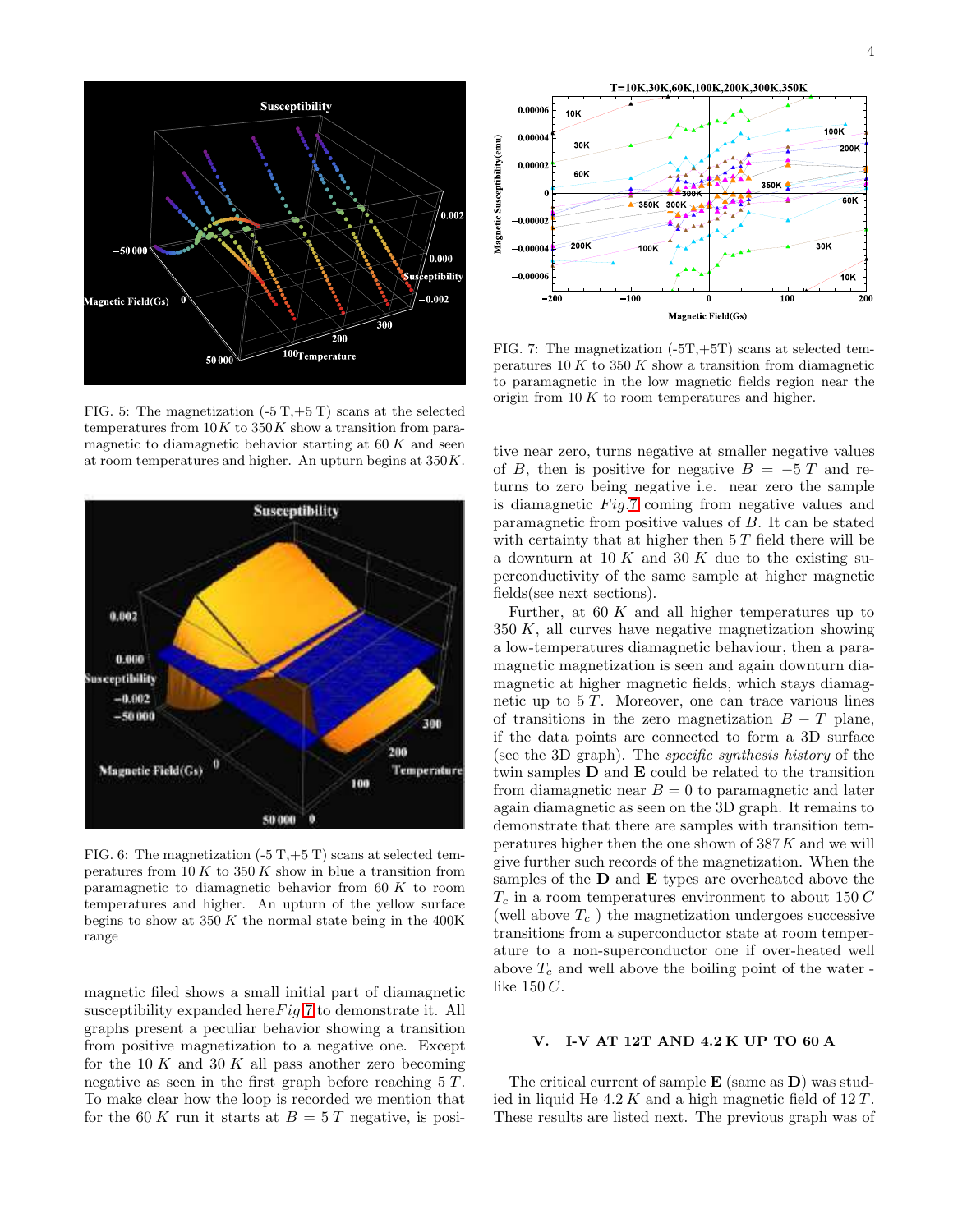FIG. 5: The magnetization (-5 T,+5 T) scans at the selected temperatures from $10K$ to $350K$ show a transition from paramagnetic to diamagnetic behavior starting at 60 $K$ and seen at room temperatures and higher. An upturn begins at $350K$.

FIG. 6: The magnetization (-5 T,+5 T) scans at selected temperatures from 10 $K$ to 350 $K$ show in blue a transition from paramagnetic to diamagnetic behavior from 60 $K$ to room temperatures and higher. An upturn of the yellow surface begins to show at 350 $K$ the normal state being in the 400K range

magnetic filed shows a small initial part of diamagnetic susceptibility expanded here$Fig$7 to demonstrate it. All graphs present a peculiar behavior showing a transition from positive magnetization to a negative one. Except for the 10 $K$ and 30 $K$ all pass another zero becoming negative as seen in the first graph before reaching 5 $T$. To make clear how the loop is recorded we mention that for the 60 $K$ run it starts at $B = 5\,T$ negative, is positive near zero, turns negative at smaller negative values of $B$, then is positive for negative $B = -5\,T$ and returns to zero being negative i.e. near zero the sample is diamagnetic $Fig$.7 coming from negative values and paramagnetic from positive values of $B$. It can be stated with certainty that at higher then 5 $T$ field there will be a downturn at 10 $K$ and 30 $K$ due to the existing superconductivity of the same sample at higher magnetic fields(see next sections).

FIG. 7: The magnetization (-5T,+5T) scans at selected temperatures 10 $K$ to 350 $K$ show a transition from diamagnetic to paramagnetic in the low magnetic fields region near the origin from 10 $K$ to room temperatures and higher.

Further, at 60 $K$ and all higher temperatures up to 350 $K$, all curves have negative magnetization showing a low-temperatures diamagnetic behaviour, then a paramagnetic magnetization is seen and again downturn diamagnetic at higher magnetic fields, which stays diamagnetic up to 5 $T$. Moreover, one can trace various lines of transitions in the zero magnetization $B-T$ plane, if the data points are connected to form a 3D surface (see the 3D graph). The *specific synthesis history* of the twin samples **D** and **E** could be related to the transition from diamagnetic near $B = 0$ to paramagnetic and later again diamagnetic as seen on the 3D graph. It remains to demonstrate that there are samples with transition temperatures higher then the one shown of 387 $K$ and we will give further such records of the magnetization. When the samples of the **D** and **E** types are overheated above the $T_c$ in a room temperatures environment to about 150 $C$ (well above $T_c$ ) the magnetization undergoes successive transitions from a superconductor state at room temperature to a non-superconductor one if over-heated well above $T_c$ and well above the boiling point of the water - like 150 $C$.

## V. I-V AT 12T AND 4.2 K UP TO 60 A

The critical current of sample **E** (same as **D**) was studied in liquid He 4.2 $K$ and a high magnetic field of 12 $T$. These results are listed next. The previous graph was of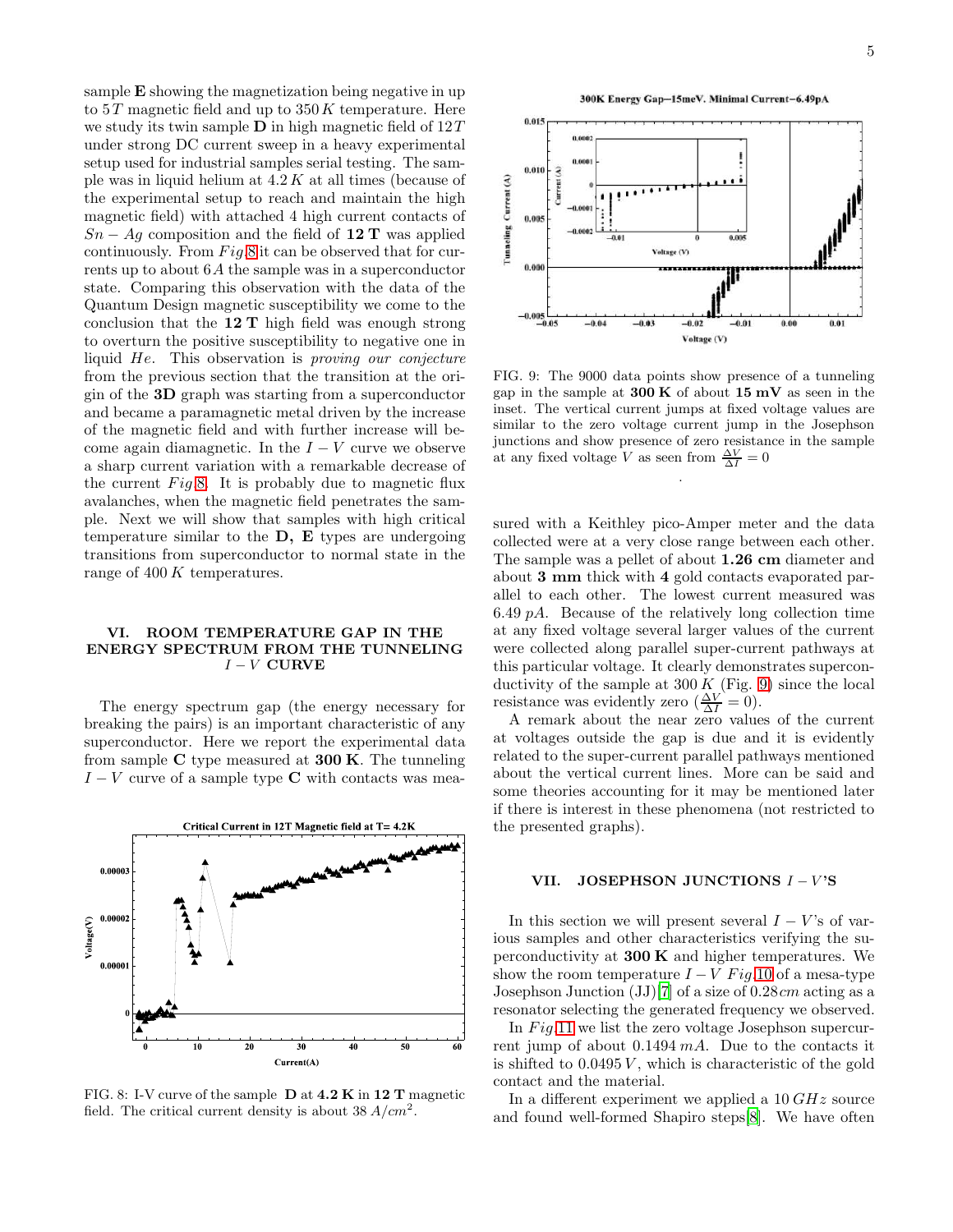sample **E** showing the magnetization being negative in up to $5\,T$ magnetic field and up to $350\,K$ temperature. Here we study its twin sample **D** in high magnetic field of $12\,T$ under strong DC current sweep in a heavy experimental setup used for industrial samples serial testing. The sample was in liquid helium at $4.2\,K$ at all times (because of the experimental setup to reach and maintain the high magnetic field) with attached 4 high current contacts of $Sn-Ag$ composition and the field of **12 T** was applied continuously. From $Fig$ 8 it can be observed that for currents up to about $6\,A$ the sample was in a superconductor state. Comparing this observation with the data of the Quantum Design magnetic susceptibility we come to the conclusion that the **12 T** high field was enough strong to overturn the positive susceptibility to negative one in liquid $He$. This observation is *proving our conjecture* from the previous section that the transition at the origin of the **3D** graph was starting from a superconductor and became a paramagnetic metal driven by the increase of the magnetic field and with further increase will become again diamagnetic. In the $I-V$ curve we observe a sharp current variation with a remarkable decrease of the current $Fig$ 8. It is probably due to magnetic flux avalanches, when the magnetic field penetrates the sample. Next we will show that samples with high critical temperature similar to the **D, E** types are undergoing transitions from superconductor to normal state in the range of $400\,K$ temperatures.

## VI. ROOM TEMPERATURE GAP IN THE ENERGY SPECTRUM FROM THE TUNNELING $I-V$ CURVE

The energy spectrum gap (the energy necessary for breaking the pairs) is an important characteristic of any superconductor. Here we report the experimental data from sample **C** type measured at **300 K**. The tunneling $I-V$ curve of a sample type **C** with contacts was measured with a Keithley pico-Amper meter and the data collected were at a very close range between each other. The sample was a pellet of about **1.26 cm** diameter and about **3 mm** thick with **4** gold contacts evaporated parallel to each other. The lowest current measured was $6.49\,pA$. Because of the relatively long collection time at any fixed voltage several larger values of the current were collected along parallel super-current pathways at this particular voltage. It clearly demonstrates superconductivity of the sample at $300\,K$ (Fig. 9) since the local resistance was evidently zero ($\frac{\Delta V}{\Delta I}=0$).

FIG. 8: I-V curve of the sample **D** at **4.2 K** in **12 T** magnetic field. The critical current density is about $38\,A/cm^2$.

FIG. 9: The 9000 data points show presence of a tunneling gap in the sample at **300 K** of about **15 mV** as seen in the inset. The vertical current jumps at fixed voltage values are similar to the zero voltage current jump in the Josephson junctions and show presence of zero resistance in the sample at any fixed voltage $V$ as seen from $\frac{\Delta V}{\Delta I}=0$

A remark about the near zero values of the current at voltages outside the gap is due and it is evidently related to the super-current parallel pathways mentioned about the vertical current lines. More can be said and some theories accounting for it may be mentioned later if there is interest in these phenomena (not restricted to the presented graphs).

## VII. JOSEPHSON JUNCTIONS $I-V$'S

In this section we will present several $I-V$'s of various samples and other characteristics verifying the superconductivity at **300 K** and higher temperatures. We show the room temperature $I-V$ $Fig$ 10 of a mesa-type Josephson Junction (JJ)[7] of a size of $0.28\,cm$ acting as a resonator selecting the generated frequency we observed.

In $Fig$ 11 we list the zero voltage Josephson supercurrent jump of about $0.1494\,mA$. Due to the contacts it is shifted to $0.0495\,V$, which is characteristic of the gold contact and the material.

In a different experiment we applied a $10\,GHz$ source and found well-formed Shapiro steps[8]. We have often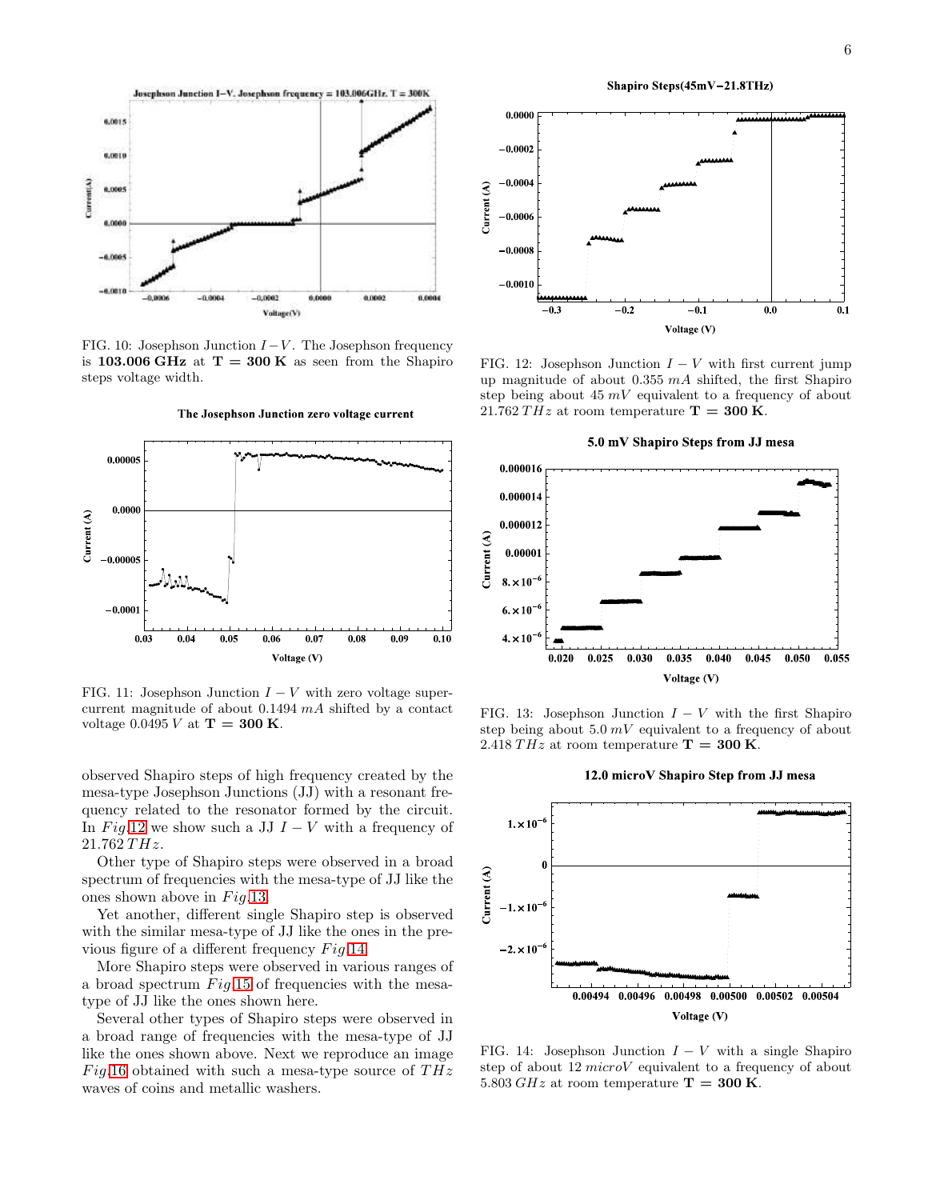FIG. 10: Josephson Junction $I-V$. The Josephson frequency is **103.006 GHz** at $\mathbf{T = 300\,K}$ as seen from the Shapiro steps voltage width.

FIG. 11: Josephson Junction $I-V$ with zero voltage supercurrent magnitude of about $0.1494\,mA$ shifted by a contact voltage $0.0495\,V$ at $\mathbf{T = 300\,K}$.

observed Shapiro steps of high frequency created by the mesa-type Josephson Junctions (JJ) with a resonant frequency related to the resonator formed by the circuit. In *Fig*.12 we show such a JJ $I-V$ with a frequency of $21.762\,THz$.

Other type of Shapiro steps were observed in a broad spectrum of frequencies with the mesa-type of JJ like the ones shown above in *Fig*.13.

Yet another, different single Shapiro step is observed with the similar mesa-type of JJ like the ones in the previous figure of a different frequency *Fig*.14.

More Shapiro steps were observed in various ranges of a broad spectrum *Fig*.15 of frequencies with the mesa-type of JJ like the ones shown here.

Several other types of Shapiro steps were observed in a broad range of frequencies with the mesa-type of JJ like the ones shown above. Next we reproduce an image *Fig*.16 obtained with such a mesa-type source of $THz$ waves of coins and metallic washers.

FIG. 12: Josephson Junction $I-V$ with first current jump up magnitude of about $0.355\,mA$ shifted, the first Shapiro step being about $45\,mV$ equivalent to a frequency of about $21.762\,THz$ at room temperature $\mathbf{T = 300\,K}$.

FIG. 13: Josephson Junction $I-V$ with the first Shapiro step being about $5.0\,mV$ equivalent to a frequency of about $2.418\,THz$ at room temperature $\mathbf{T = 300\,K}$.

FIG. 14: Josephson Junction $I-V$ with a single Shapiro step of about $12\,microV$ equivalent to a frequency of about $5.803\,GHz$ at room temperature $\mathbf{T = 300\,K}$.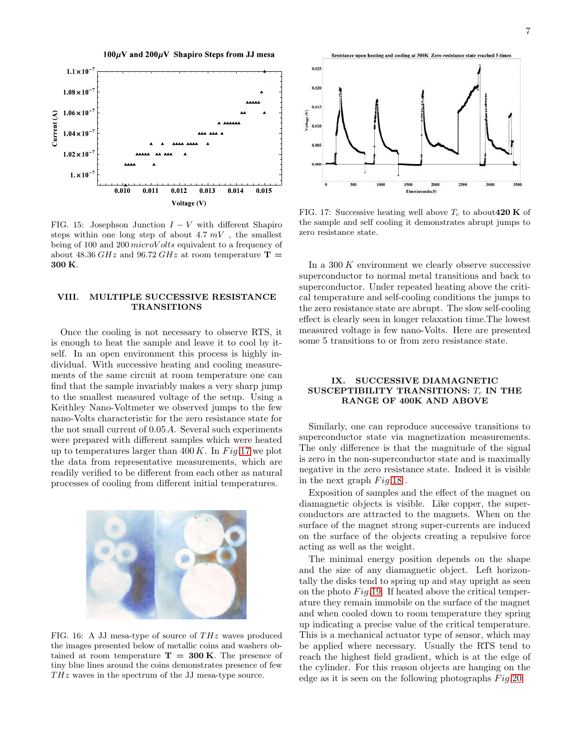FIG. 15: Josephson Junction $I-V$ with different Shapiro steps within one long step of about $4.7\ mV$, the smallest being of 100 and 200 $microVolts$ equivalent to a frequency of about 48.36 $GHz$ and 96.72 $GHz$ at room temperature $\mathbf{T} = \mathbf{300\ K}$.

## VIII. MULTIPLE SUCCESSIVE RESISTANCE TRANSITIONS

Once the cooling is not necessary to observe RTS, it is enough to heat the sample and leave it to cool by itself. In an open environment this process is highly individual. With successive heating and cooling measurements of the same circuit at room temperature one can find that the sample invariably makes a very sharp jump to the smallest measured voltage of the setup. Using a Keithley Nano-Voltmeter we observed jumps to the few nano-Volts characteristic for the zero resistance state for the not small current of $0.05\,A$. Several such experiments were prepared with different samples which were heated up to temperatures larger than $400\,K$. In $Fig$.17 we plot the data from representative measurements, which are readily verified to be different from each other as natural processes of cooling from different initial temperatures.

FIG. 16: A JJ mesa-type of source of $THz$ waves produced the images presented below of metallic coins and washers obtained at room temperature $\mathbf{T} = \mathbf{300\ K}$. The presence of tiny blue lines around the coins demonstrates presence of few $THz$ waves in the spectrum of the JJ mesa-type source.

FIG. 17: Successive heating well above $T_c$ to about **420 K** of the sample and self cooling it demonstrates abrupt jumps to zero resistance state.

In a 300 $K$ environment we clearly observe successive superconductor to normal metal transitions and back to superconductor. Under repeated heating above the critical temperature and self-cooling conditions the jumps to the zero resistance state are abrupt. The slow self-cooling effect is clearly seen in longer relaxation time.The lowest measured voltage is few nano-Volts. Here are presented some 5 transitions to or from zero resistance state.

## IX. SUCCESSIVE DIAMAGNETIC SUSCEPTIBILITY TRANSITIONS: $T_c$ IN THE RANGE OF 400K AND ABOVE

Similarly, one can reproduce successive transitions to superconductor state via magnetization measurements. The only difference is that the magnitude of the signal is zero in the non-superconductor state and is maximally negative in the zero resistance state. Indeed it is visible in the next graph $Fig$18 .

Exposition of samples and the effect of the magnet on diamagnetic objects is visible. Like copper, the superconductors are attracted to the magnets. When on the surface of the magnet strong super-currents are induced on the surface of the objects creating a repulsive force acting as well as the weight.

The minimal energy position depends on the shape and the size of any diamagnetic object. Left horizontally the disks tend to spring up and stay upright as seen on the photo $Fig$19. If heated above the critical temperature they remain immobile on the surface of the magnet and when cooled down to room temperature they spring up indicating a precise value of the critical temperature. This is a mechanical actuator type of sensor, which may be applied where necessary. Usually the RTS tend to reach the highest field gradient, which is at the edge of the cylinder. For this reason objects are hanging on the edge as it is seen on the following photographs $Fig$20.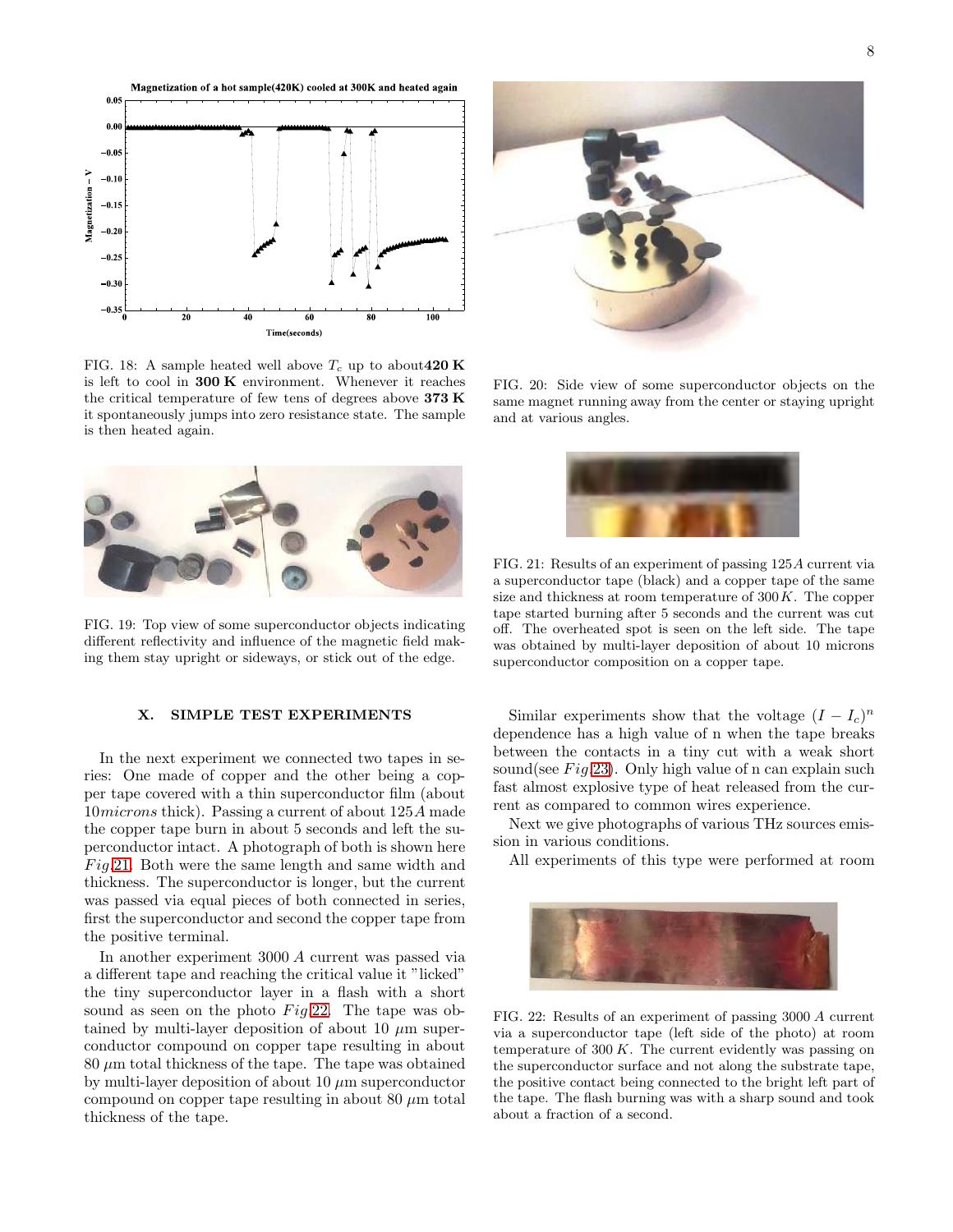FIG. 18: A sample heated well above $T_c$ up to about **420 K** is left to cool in **300 K** environment. Whenever it reaches the critical temperature of few tens of degrees above **373 K** it spontaneously jumps into zero resistance state. The sample is then heated again.

FIG. 19: Top view of some superconductor objects indicating different reflectivity and influence of the magnetic field making them stay upright or sideways, or stick out of the edge.

FIG. 20: Side view of some superconductor objects on the same magnet running away from the center or staying upright and at various angles.

FIG. 21: Results of an experiment of passing $125A$ current via a superconductor tape (black) and a copper tape of the same size and thickness at room temperature of $300K$. The copper tape started burning after 5 seconds and the current was cut off. The overheated spot is seen on the left side. The tape was obtained by multi-layer deposition of about 10 microns superconductor composition on a copper tape.

## X. SIMPLE TEST EXPERIMENTS

In the next experiment we connected two tapes in series: One made of copper and the other being a copper tape covered with a thin superconductor film (about $10 microns$ thick). Passing a current of about $125A$ made the copper tape burn in about 5 seconds and left the superconductor intact. A photograph of both is shown here $Fig$.21. Both were the same length and same width and thickness. The superconductor is longer, but the current was passed via equal pieces of both connected in series, first the superconductor and second the copper tape from the positive terminal.

In another experiment 3000 $A$ current was passed via a different tape and reaching the critical value it "licked" the tiny superconductor layer in a flash with a short sound as seen on the photo $Fig$22. The tape was obtained by multi-layer deposition of about 10 $\mu$m superconductor compound on copper tape resulting in about 80 $\mu$m total thickness of the tape. The tape was obtained by multi-layer deposition of about 10 $\mu$m superconductor compound on copper tape resulting in about 80 $\mu$m total thickness of the tape.

Similar experiments show that the voltage $(I - I_c)^n$ dependence has a high value of n when the tape breaks between the contacts in a tiny cut with a weak short sound(see $Fig$23). Only high value of n can explain such fast almost explosive type of heat released from the current as compared to common wires experience.

Next we give photographs of various THz sources emission in various conditions.

All experiments of this type were performed at room

FIG. 22: Results of an experiment of passing 3000 $A$ current via a superconductor tape (left side of the photo) at room temperature of $300K$. The current evidently was passing on the superconductor surface and not along the substrate tape, the positive contact being connected to the bright left part of the tape. The flash burning was with a sharp sound and took about a fraction of a second.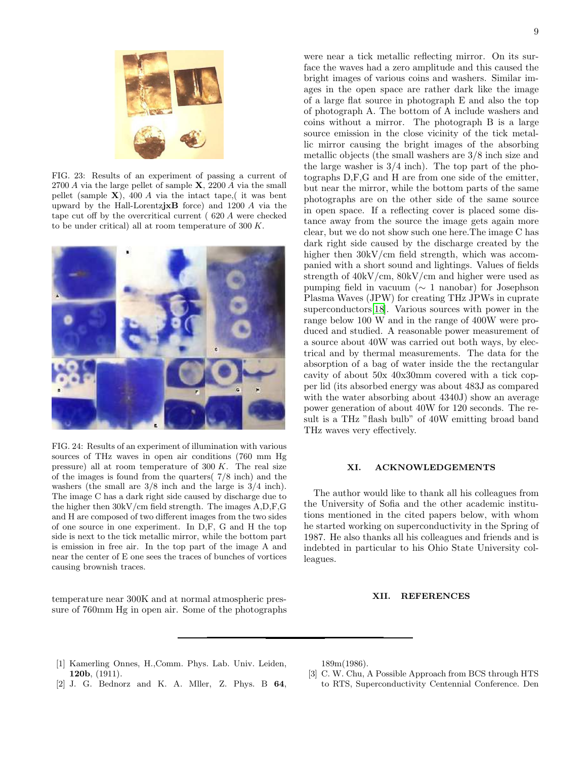FIG. 23: Results of an experiment of passing a current of 2700 $A$ via the large pellet of sample **X**, 2200 $A$ via the small pellet (sample **X**), 400 $A$ via the intact tape,( it was bent upward by the Hall-Lorentz**jxB** force) and 1200 $A$ via the tape cut off by the overcritical current ( 620 $A$ were checked to be under critical) all at room temperature of 300 $K$.

FIG. 24: Results of an experiment of illumination with various sources of THz waves in open air conditions (760 mm Hg pressure) all at room temperature of 300 $K$. The real size of the images is found from the quarters( 7/8 inch) and the washers (the small are 3/8 inch and the large is 3/4 inch). The image C has a dark right side caused by discharge due to the higher then 30kV/cm field strength. The images A,D,F,G and H are composed of two different images from the two sides of one source in one experiment. In D,F, G and H the top side is next to the tick metallic mirror, while the bottom part is emission in free air. In the top part of the image A and near the center of E one sees the traces of bunches of vortices causing brownish traces.

temperature near 300K and at normal atmospheric pressure of 760mm Hg in open air. Some of the photographs were near a tick metallic reflecting mirror. On its surface the waves had a zero amplitude and this caused the bright images of various coins and washers. Similar images in the open space are rather dark like the image of a large flat source in photograph E and also the top of photograph A. The bottom of A include washers and coins without a mirror. The photograph B is a large source emission in the close vicinity of the tick metallic mirror causing the bright images of the absorbing metallic objects (the small washers are 3/8 inch size and the large washer is 3/4 inch). The top part of the photographs D,F,G and H are from one side of the emitter, but near the mirror, while the bottom parts of the same photographs are on the other side of the same source in open space. If a reflecting cover is placed some distance away from the source the image gets again more clear, but we do not show such one here.The image C has dark right side caused by the discharge created by the higher then 30kV/cm field strength, which was accompanied with a short sound and lightings. Values of fields strength of 40kV/cm, 80kV/cm and higher were used as pumping field in vacuum ($\sim$ 1 nanobar) for Josephson Plasma Waves (JPW) for creating THz JPWs in cuprate superconductors[18]. Various sources with power in the range below 100 W and in the range of 400W were produced and studied. A reasonable power measurement of a source about 40W was carried out both ways, by electrical and by thermal measurements. The data for the absorption of a bag of water inside the the rectangular cavity of about 50x 40x30mm covered with a tick copper lid (its absorbed energy was about 483J as compared with the water absorbing about 4340J) show an average power generation of about 40W for 120 seconds. The result is a THz "flash bulb" of 40W emitting broad band THz waves very effectively.

## XI. ACKNOWLEDGEMENTS

The author would like to thank all his colleagues from the University of Sofia and the other academic institutions mentioned in the cited papers below, with whom he started working on superconductivity in the Spring of 1987. He also thanks all his colleagues and friends and is indebted in particular to his Ohio State University colleagues.

## XII. REFERENCES

[1] Kamerling Onnes, H.,Comm. Phys. Lab. Univ. Leiden, **120b**, (1911).

[2] J. G. Bednorz and K. A. Mller, Z. Phys. B **64**, 189m(1986).

[3] C. W. Chu, A Possible Approach from BCS through HTS to RTS, Superconductivity Centennial Conference. Den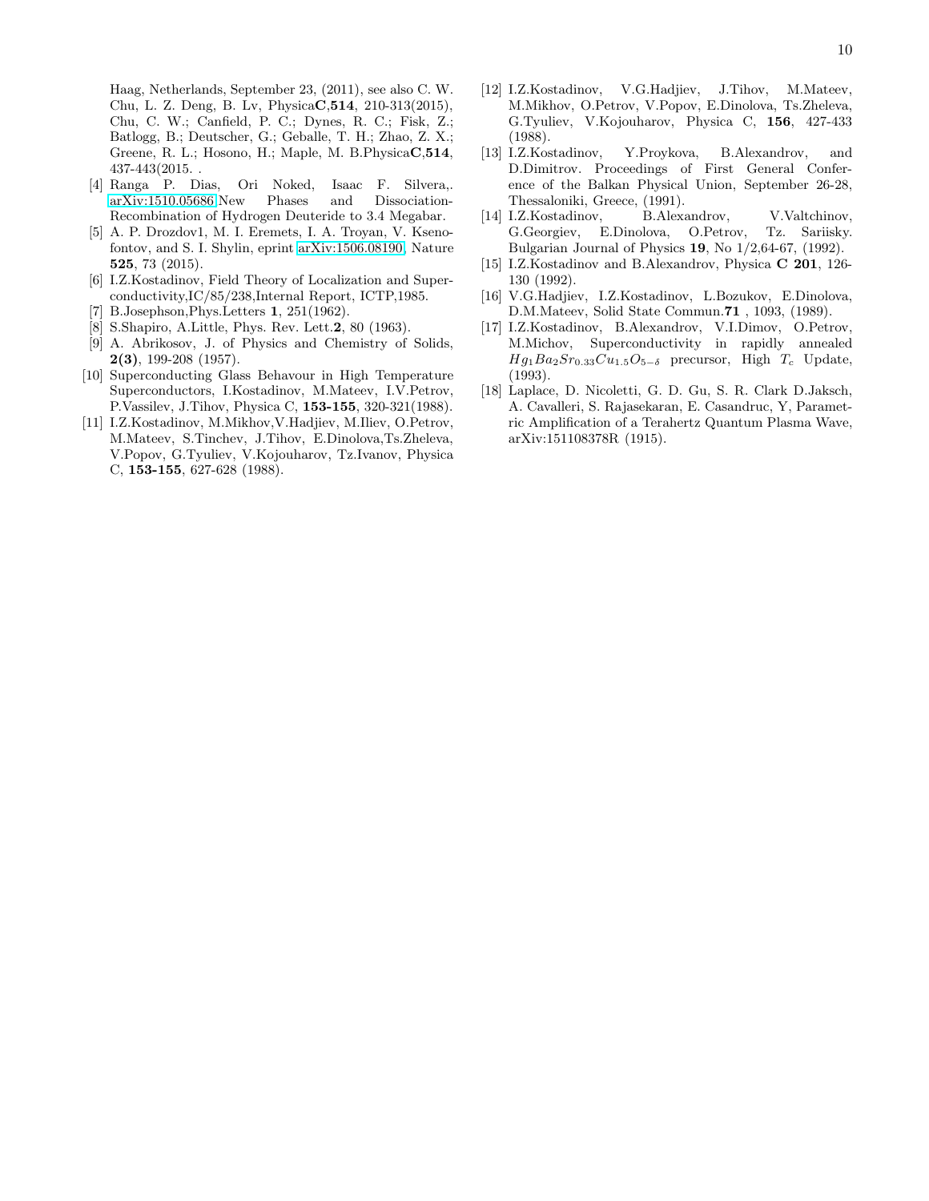Haag, Netherlands, September 23, (2011), see also C. W. Chu, L. Z. Deng, B. Lv, Physica**C**,**514**, 210-313(2015), Chu, C. W.; Canfield, P. C.; Dynes, R. C.; Fisk, Z.; Batlogg, B.; Deutscher, G.; Geballe, T. H.; Zhao, Z. X.; Greene, R. L.; Hosono, H.; Maple, M. B.Physica**C**,**514**, 437-443(2015. .

[4] Ranga P. Dias, Ori Noked, Isaac F. Silvera,. arXiv:1510.05686 New Phases and Dissociation-Recombination of Hydrogen Deuteride to 3.4 Megabar.

[5] A. P. Drozdov1, M. I. Eremets, I. A. Troyan, V. Ksenofontov, and S. I. Shylin, eprint arXiv:1506.08190, Nature **525**, 73 (2015).

[6] I.Z.Kostadinov, Field Theory of Localization and Superconductivity,IC/85/238,Internal Report, ICTP,1985.

[7] B.Josephson,Phys.Letters **1**, 251(1962).

[8] S.Shapiro, A.Little, Phys. Rev. Lett.**2**, 80 (1963).

[9] A. Abrikosov, J. of Physics and Chemistry of Solids, **2(3)**, 199-208 (1957).

[10] Superconducting Glass Behavour in High Temperature Superconductors, I.Kostadinov, M.Mateev, I.V.Petrov, P.Vassilev, J.Tihov, Physica C, **153-155**, 320-321(1988).

[11] I.Z.Kostadinov, M.Mikhov,V.Hadjiev, M.Iliev, O.Petrov, M.Mateev, S.Tinchev, J.Tihov, E.Dinolova,Ts.Zheleva, V.Popov, G.Tyuliev, V.Kojouharov, Tz.Ivanov, Physica C, **153-155**, 627-628 (1988).

[12] I.Z.Kostadinov, V.G.Hadjiev, J.Tihov, M.Mateev, M.Mikhov, O.Petrov, V.Popov, E.Dinolova, Ts.Zheleva, G.Tyuliev, V.Kojouharov, Physica C, **156**, 427-433 (1988).

[13] I.Z.Kostadinov, Y.Proykova, B.Alexandrov, and D.Dimitrov. Proceedings of First General Conference of the Balkan Physical Union, September 26-28, Thessaloniki, Greece, (1991).

[14] I.Z.Kostadinov, B.Alexandrov, V.Valtchinov, G.Georgiev, E.Dinolova, O.Petrov, Tz. Sariisky. Bulgarian Journal of Physics **19**, No 1/2,64-67, (1992).

[15] I.Z.Kostadinov and B.Alexandrov, Physica **C 201**, 126-130 (1992).

[16] V.G.Hadjiev, I.Z.Kostadinov, L.Bozukov, E.Dinolova, D.M.Mateev, Solid State Commun.**71** , 1093, (1989).

[17] I.Z.Kostadinov, B.Alexandrov, V.I.Dimov, O.Petrov, M.Michov, Superconductivity in rapidly annealed $Hg_1Ba_2Sr_{0.33}Cu_{1.5}O_{5-\delta}$ precursor, High $T_c$ Update, (1993).

[18] Laplace, D. Nicoletti, G. D. Gu, S. R. Clark D.Jaksch, A. Cavalleri, S. Rajasekaran, E. Casandruc, Y, Parametric Amplification of a Terahertz Quantum Plasma Wave, arXiv:151108378R (1915).